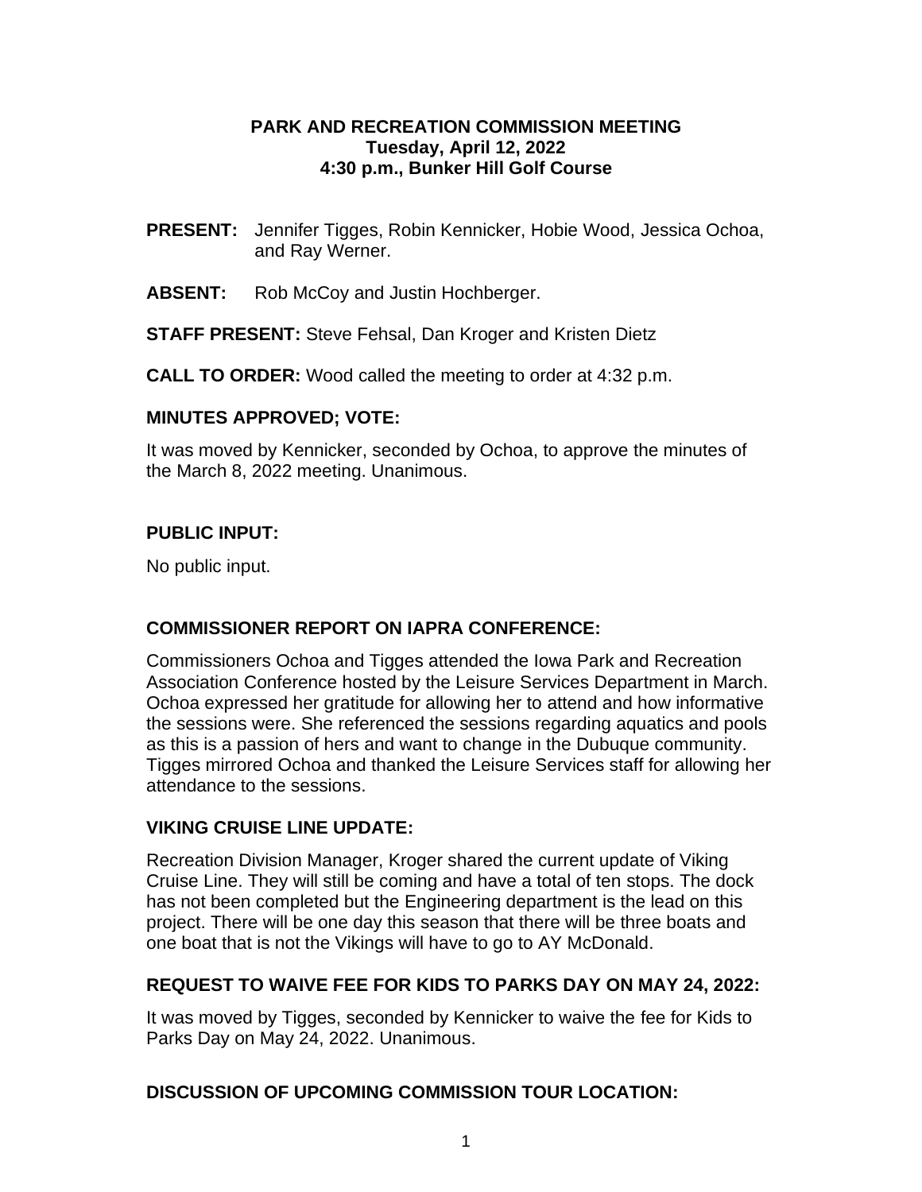**PARK AND RECREATION COMMISSION MEETING**
**Tuesday, April 12, 2022**
**4:30 p.m., Bunker Hill Golf Course**

**PRESENT:** Jennifer Tigges, Robin Kennicker, Hobie Wood, Jessica Ochoa, and Ray Werner.

**ABSENT:** Rob McCoy and Justin Hochberger.

**STAFF PRESENT:** Steve Fehsal, Dan Kroger and Kristen Dietz

**CALL TO ORDER:** Wood called the meeting to order at 4:32 p.m.

**MINUTES APPROVED; VOTE:**

It was moved by Kennicker, seconded by Ochoa, to approve the minutes of the March 8, 2022 meeting. Unanimous.

**PUBLIC INPUT:**

No public input.

**COMMISSIONER REPORT ON IAPRA CONFERENCE:**

Commissioners Ochoa and Tigges attended the Iowa Park and Recreation Association Conference hosted by the Leisure Services Department in March. Ochoa expressed her gratitude for allowing her to attend and how informative the sessions were. She referenced the sessions regarding aquatics and pools as this is a passion of hers and want to change in the Dubuque community. Tigges mirrored Ochoa and thanked the Leisure Services staff for allowing her attendance to the sessions.

**VIKING CRUISE LINE UPDATE:**

Recreation Division Manager, Kroger shared the current update of Viking Cruise Line. They will still be coming and have a total of ten stops. The dock has not been completed but the Engineering department is the lead on this project. There will be one day this season that there will be three boats and one boat that is not the Vikings will have to go to AY McDonald.

**REQUEST TO WAIVE FEE FOR KIDS TO PARKS DAY ON MAY 24, 2022:**

It was moved by Tigges, seconded by Kennicker to waive the fee for Kids to Parks Day on May 24, 2022. Unanimous.

**DISCUSSION OF UPCOMING COMMISSION TOUR LOCATION:**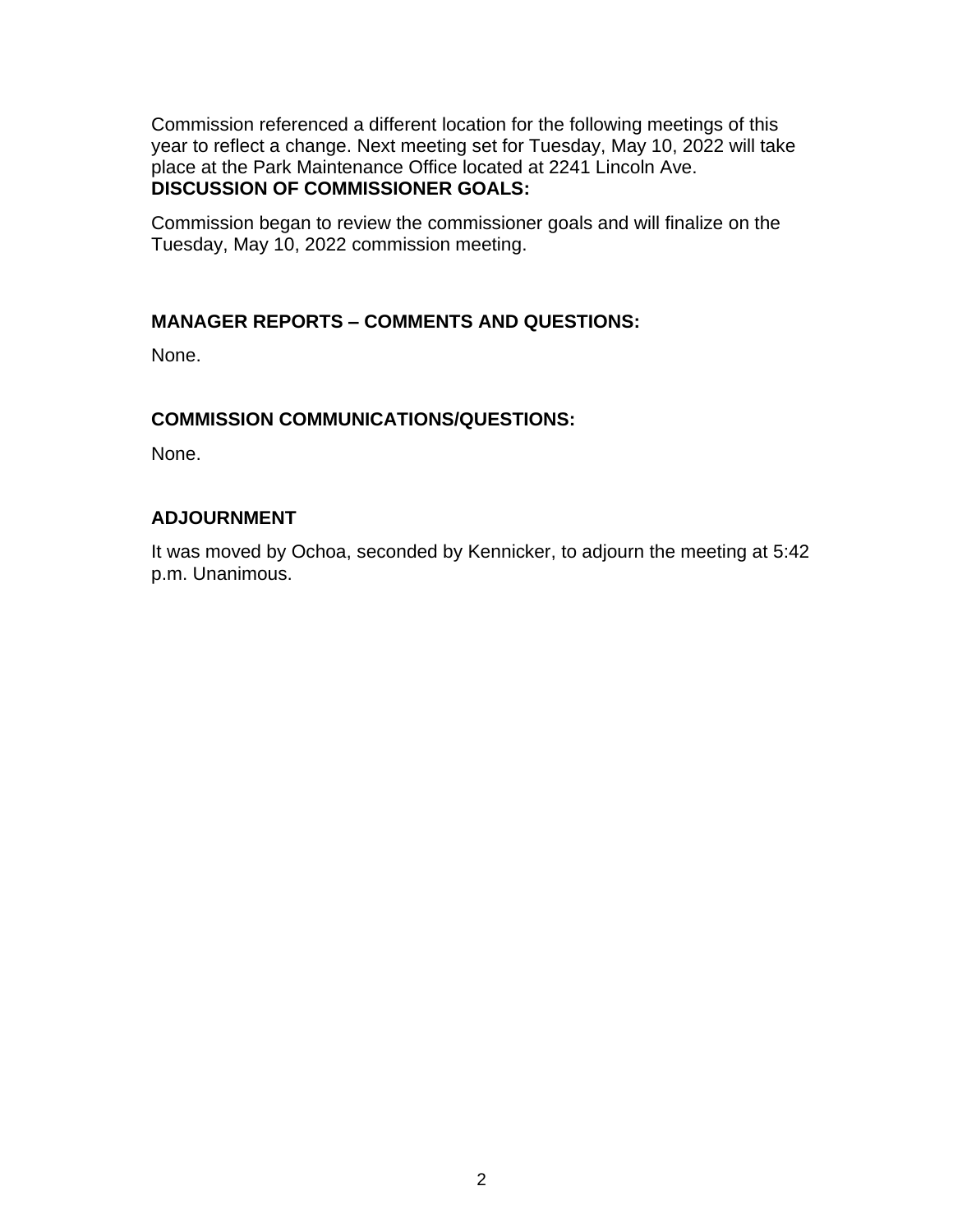Commission referenced a different location for the following meetings of this year to reflect a change. Next meeting set for Tuesday, May 10, 2022 will take place at the Park Maintenance Office located at 2241 Lincoln Ave.

**DISCUSSION OF COMMISSIONER GOALS:**

Commission began to review the commissioner goals and will finalize on the Tuesday, May 10, 2022 commission meeting.

**MANAGER REPORTS – COMMENTS AND QUESTIONS:**

None.

**COMMISSION COMMUNICATIONS/QUESTIONS:**

None.

**ADJOURNMENT**

It was moved by Ochoa, seconded by Kennicker, to adjourn the meeting at 5:42 p.m. Unanimous.